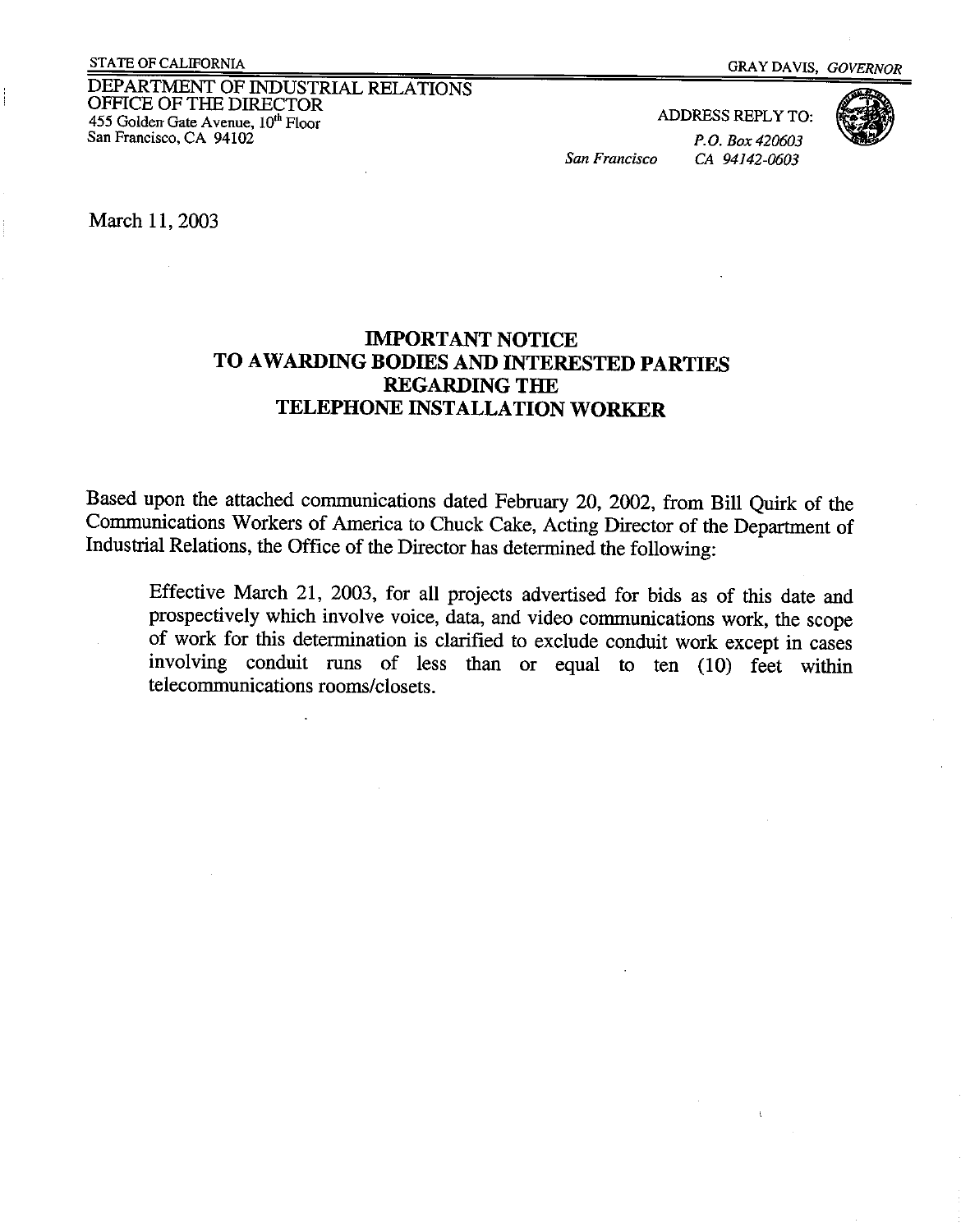STATE OF CALIFORNIA

GRAY DAVIS, *GOVERNOR*

DEPARTMENT OF INDUSTRIAL RELATIONS
OFFICE OF THE DIRECTOR
455 Golden Gate Avenue, 10th Floor
San Francisco, CA 94102

ADDRESS REPLY TO:
*P.O. Box 420603*
*San Francisco CA 94142-0603*

March 11, 2003

## IMPORTANT NOTICE TO AWARDING BODIES AND INTERESTED PARTIES REGARDING THE TELEPHONE INSTALLATION WORKER

Based upon the attached communications dated February 20, 2002, from Bill Quirk of the Communications Workers of America to Chuck Cake, Acting Director of the Department of Industrial Relations, the Office of the Director has determined the following:

> Effective March 21, 2003, for all projects advertised for bids as of this date and prospectively which involve voice, data, and video communications work, the scope of work for this determination is clarified to exclude conduit work except in cases involving conduit runs of less than or equal to ten (10) feet within telecommunications rooms/closets.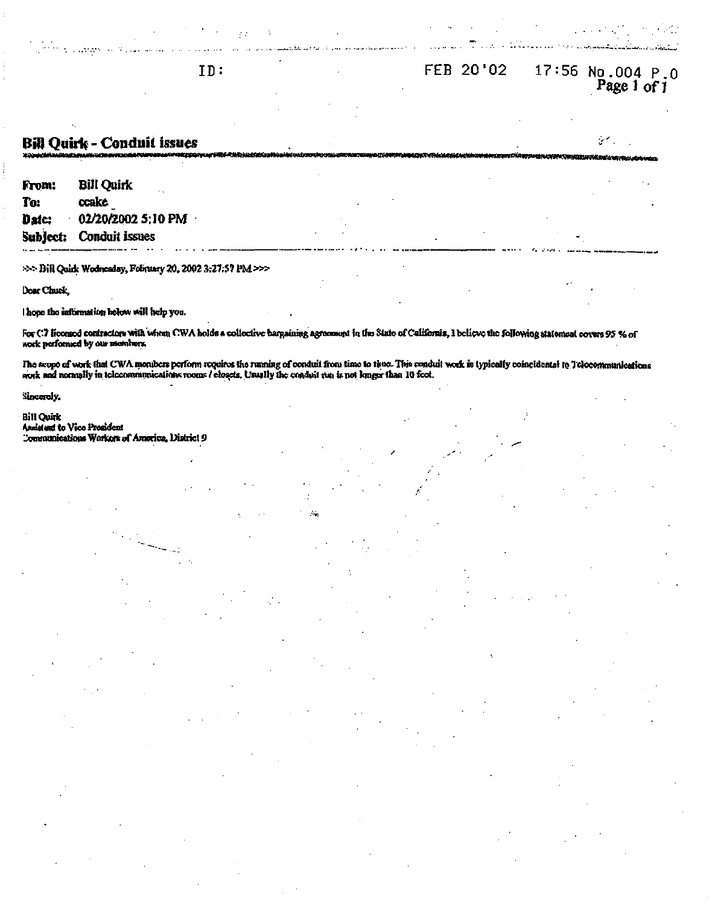# Bill Quirk - Conduit issues

**From:** Bill Quirk
**To:** ccake
**Date:** 02/20/2002 5:10 PM
**Subject:** Conduit issues

>>> Bill Quirk Wednesday, February 20, 2002 3:27:57 PM >>>

Dear Chuck,

I hope the information below will help you.

For C7 licensed contractors with whom CWA holds a collective bargaining agreement in the State of California, I believe the following statement covers 95 % of work performed by our members.

The scope of work that CWA members perform requires the running of conduit from time to time. This conduit work is typically coincidental to Telecommunications work and normally in telecommunications rooms / closets. Usually the conduit run is not longer than 10 feet.

Sincerely,

Bill Quirk
Assistant to Vice President
Communications Workers of America, District 9